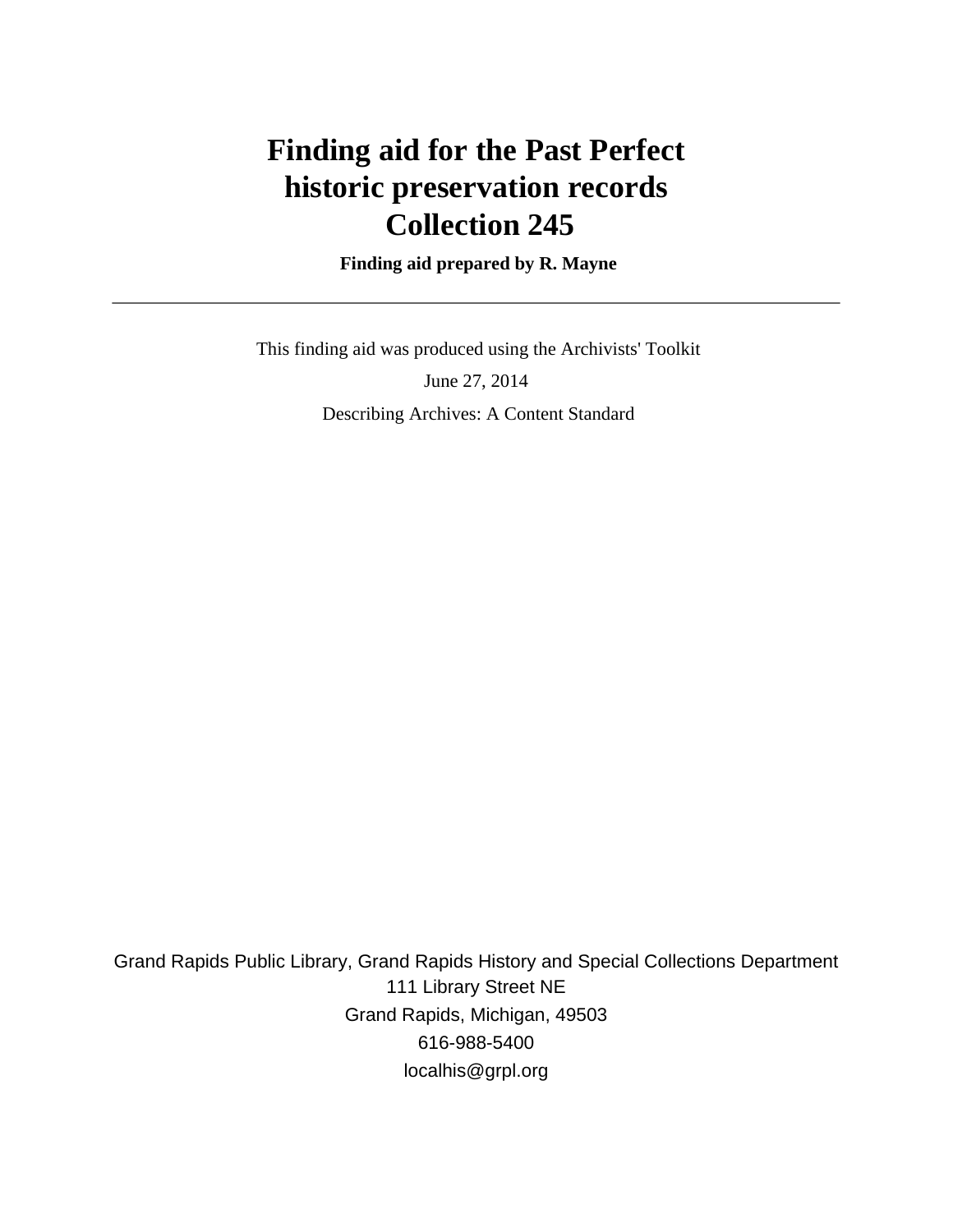# Finding aid for the Past Perfect historic preservation records Collection 245

**Finding aid prepared by R. Mayne**

---

This finding aid was produced using the Archivists' Toolkit

June 27, 2014

Describing Archives: A Content Standard

Grand Rapids Public Library, Grand Rapids History and Special Collections Department
111 Library Street NE
Grand Rapids, Michigan, 49503
616-988-5400
localhis@grpl.org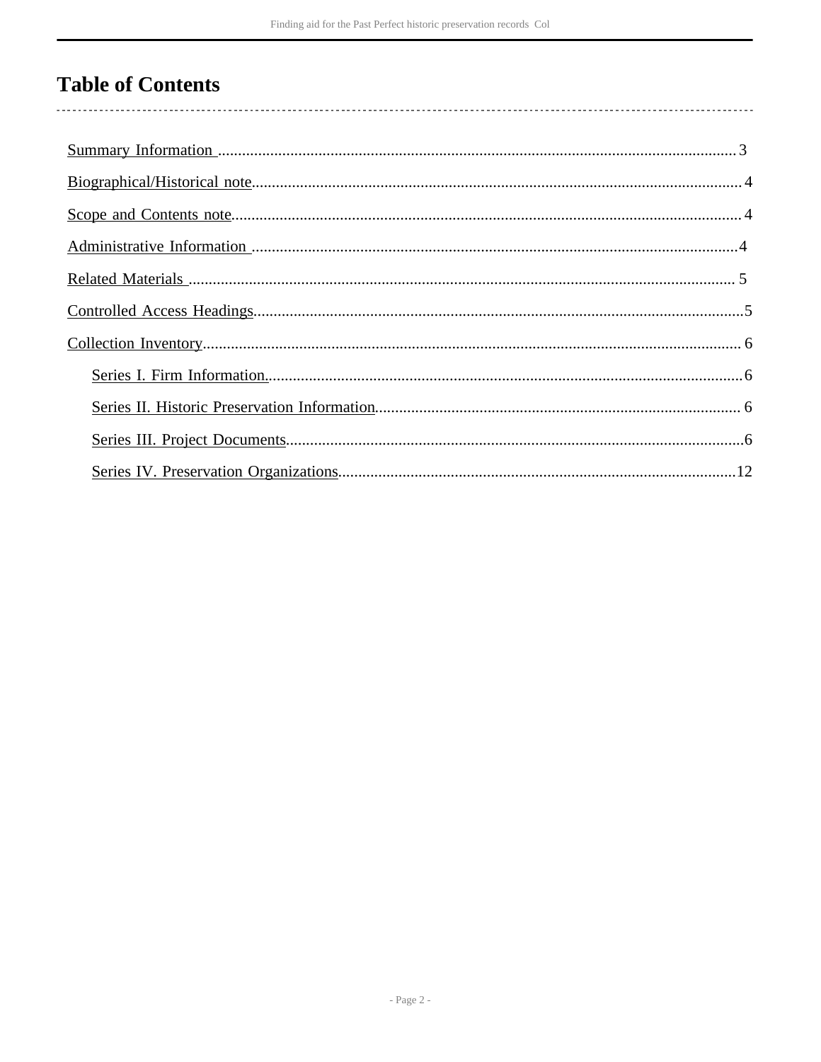# Table of Contents

- Summary Information ..... 3
- Biographical/Historical note ..... 4
- Scope and Contents note ..... 4
- Administrative Information ..... 4
- Related Materials ..... 5
- Controlled Access Headings ..... 5
- Collection Inventory ..... 6
  - Series I. Firm Information. ..... 6
  - Series II. Historic Preservation Information ..... 6
  - Series III. Project Documents ..... 6
  - Series IV. Preservation Organizations ..... 12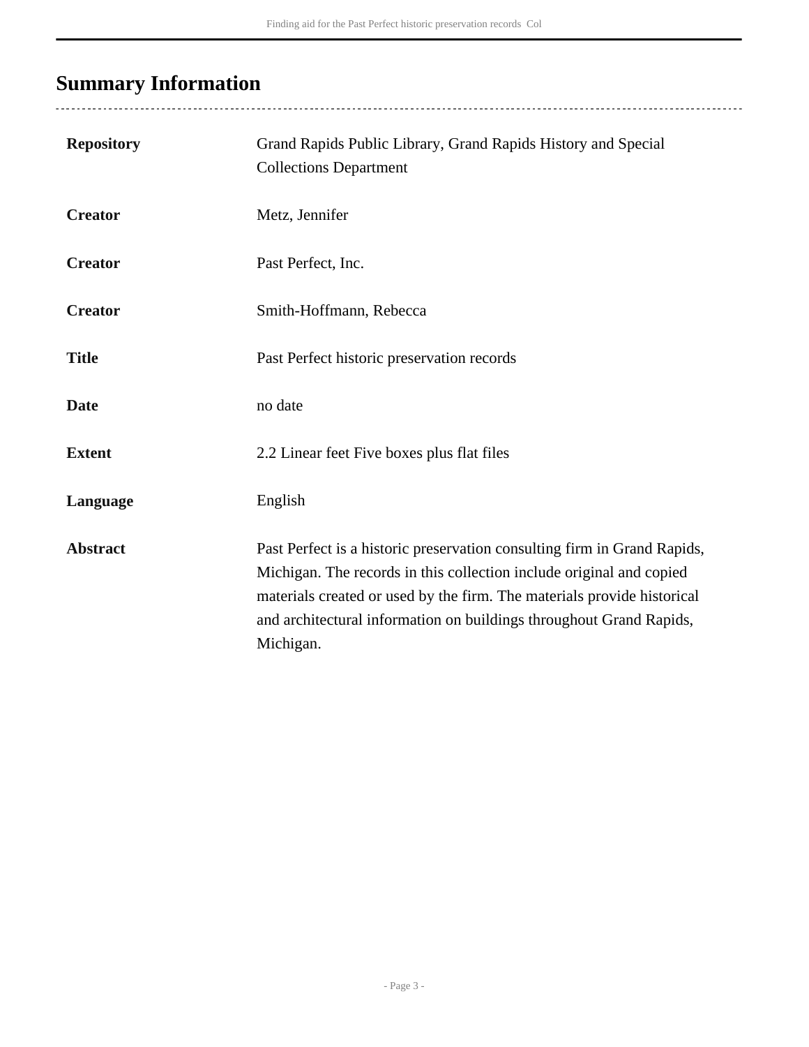## Summary Information

| | |
|---|---|
| **Repository** | Grand Rapids Public Library, Grand Rapids History and Special Collections Department |
| **Creator** | Metz, Jennifer |
| **Creator** | Past Perfect, Inc. |
| **Creator** | Smith-Hoffmann, Rebecca |
| **Title** | Past Perfect historic preservation records |
| **Date** | no date |
| **Extent** | 2.2 Linear feet Five boxes plus flat files |
| **Language** | English |
| **Abstract** | Past Perfect is a historic preservation consulting firm in Grand Rapids, Michigan. The records in this collection include original and copied materials created or used by the firm. The materials provide historical and architectural information on buildings throughout Grand Rapids, Michigan. |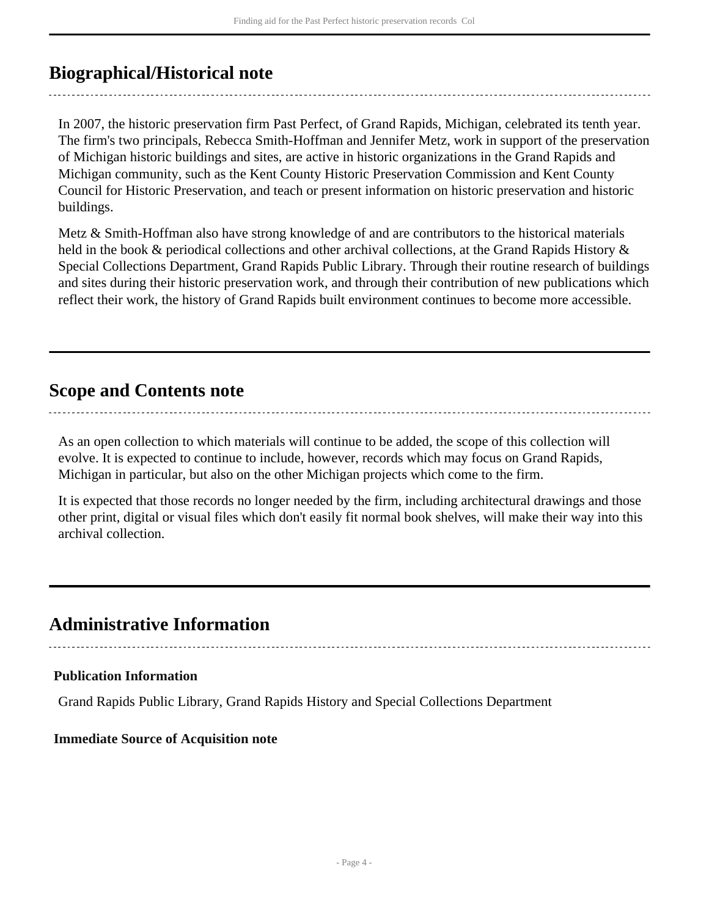## Biographical/Historical note

In 2007, the historic preservation firm Past Perfect, of Grand Rapids, Michigan, celebrated its tenth year. The firm's two principals, Rebecca Smith-Hoffman and Jennifer Metz, work in support of the preservation of Michigan historic buildings and sites, are active in historic organizations in the Grand Rapids and Michigan community, such as the Kent County Historic Preservation Commission and Kent County Council for Historic Preservation, and teach or present information on historic preservation and historic buildings.

Metz & Smith-Hoffman also have strong knowledge of and are contributors to the historical materials held in the book & periodical collections and other archival collections, at the Grand Rapids History & Special Collections Department, Grand Rapids Public Library. Through their routine research of buildings and sites during their historic preservation work, and through their contribution of new publications which reflect their work, the history of Grand Rapids built environment continues to become more accessible.

## Scope and Contents note

As an open collection to which materials will continue to be added, the scope of this collection will evolve. It is expected to continue to include, however, records which may focus on Grand Rapids, Michigan in particular, but also on the other Michigan projects which come to the firm.

It is expected that those records no longer needed by the firm, including architectural drawings and those other print, digital or visual files which don't easily fit normal book shelves, will make their way into this archival collection.

## Administrative Information

### Publication Information

Grand Rapids Public Library, Grand Rapids History and Special Collections Department

### Immediate Source of Acquisition note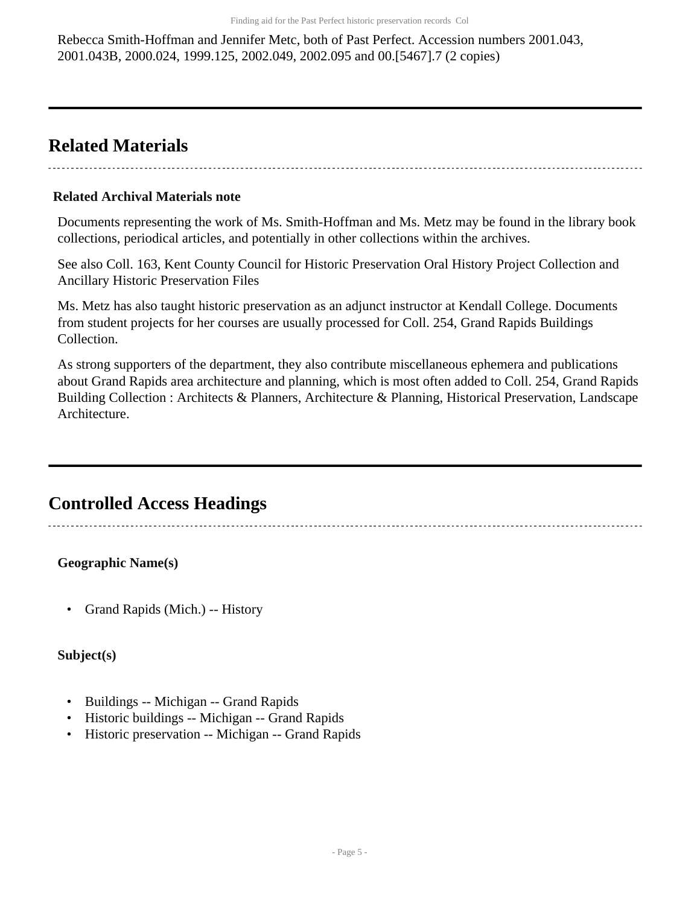Rebecca Smith-Hoffman and Jennifer Metc, both of Past Perfect. Accession numbers 2001.043, 2001.043B, 2000.024, 1999.125, 2002.049, 2002.095 and 00.[5467].7 (2 copies)

## Related Materials

**Related Archival Materials note**

Documents representing the work of Ms. Smith-Hoffman and Ms. Metz may be found in the library book collections, periodical articles, and potentially in other collections within the archives.

See also Coll. 163, Kent County Council for Historic Preservation Oral History Project Collection and Ancillary Historic Preservation Files

Ms. Metz has also taught historic preservation as an adjunct instructor at Kendall College. Documents from student projects for her courses are usually processed for Coll. 254, Grand Rapids Buildings Collection.

As strong supporters of the department, they also contribute miscellaneous ephemera and publications about Grand Rapids area architecture and planning, which is most often added to Coll. 254, Grand Rapids Building Collection : Architects & Planners, Architecture & Planning, Historical Preservation, Landscape Architecture.

## Controlled Access Headings

**Geographic Name(s)**

- Grand Rapids (Mich.) -- History

**Subject(s)**

- Buildings -- Michigan -- Grand Rapids
- Historic buildings -- Michigan -- Grand Rapids
- Historic preservation -- Michigan -- Grand Rapids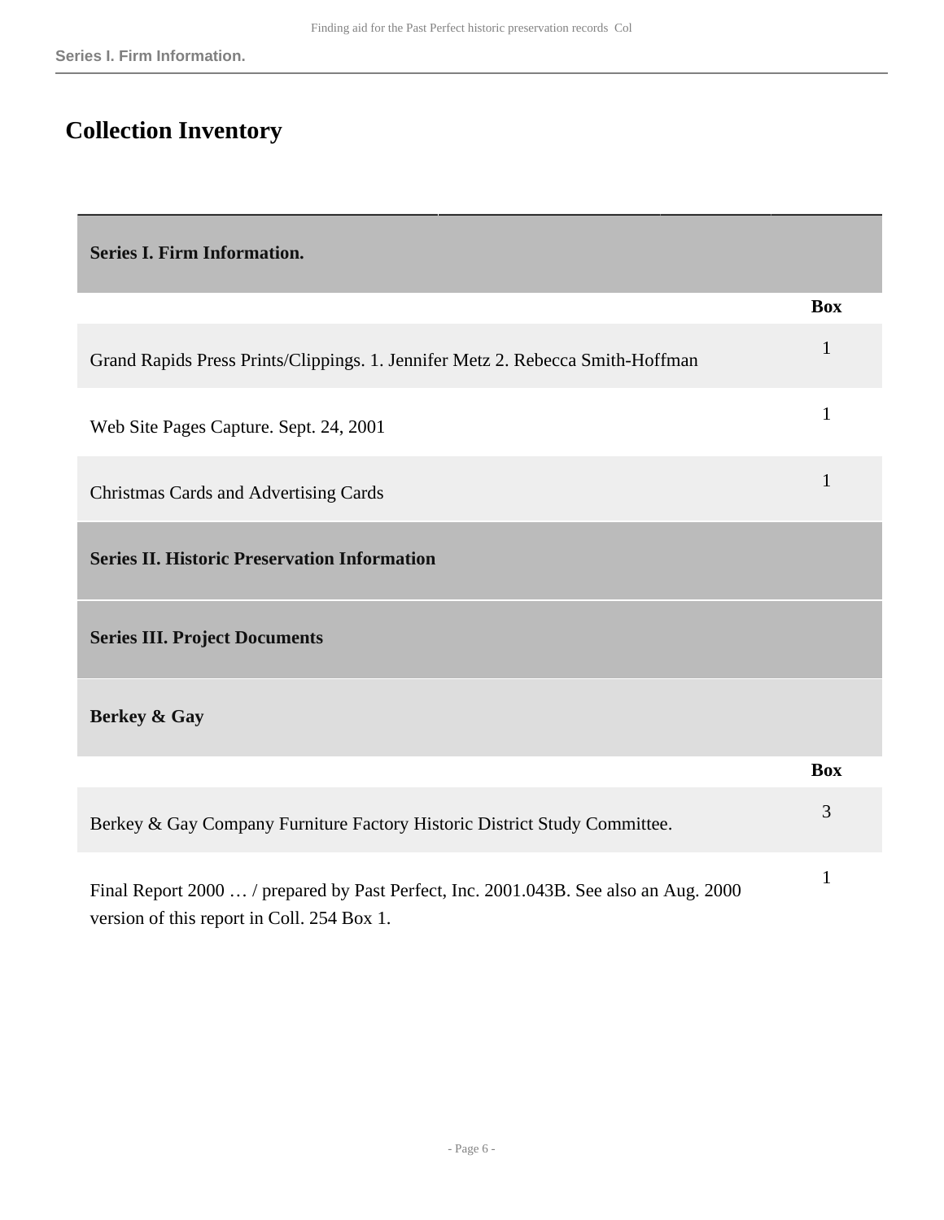# Collection Inventory

| Series I. Firm Information. | |
|---|---|
| | **Box** |
| Grand Rapids Press Prints/Clippings. 1. Jennifer Metz 2. Rebecca Smith-Hoffman | 1 |
| Web Site Pages Capture. Sept. 24, 2001 | 1 |
| Christmas Cards and Advertising Cards | 1 |

**Series II. Historic Preservation Information**

**Series III. Project Documents**

| Berkey & Gay | |
|---|---|
| | **Box** |
| Berkey & Gay Company Furniture Factory Historic District Study Committee. | 3 |
| Final Report 2000 … / prepared by Past Perfect, Inc. 2001.043B. See also an Aug. 2000 version of this report in Coll. 254 Box 1. | 1 |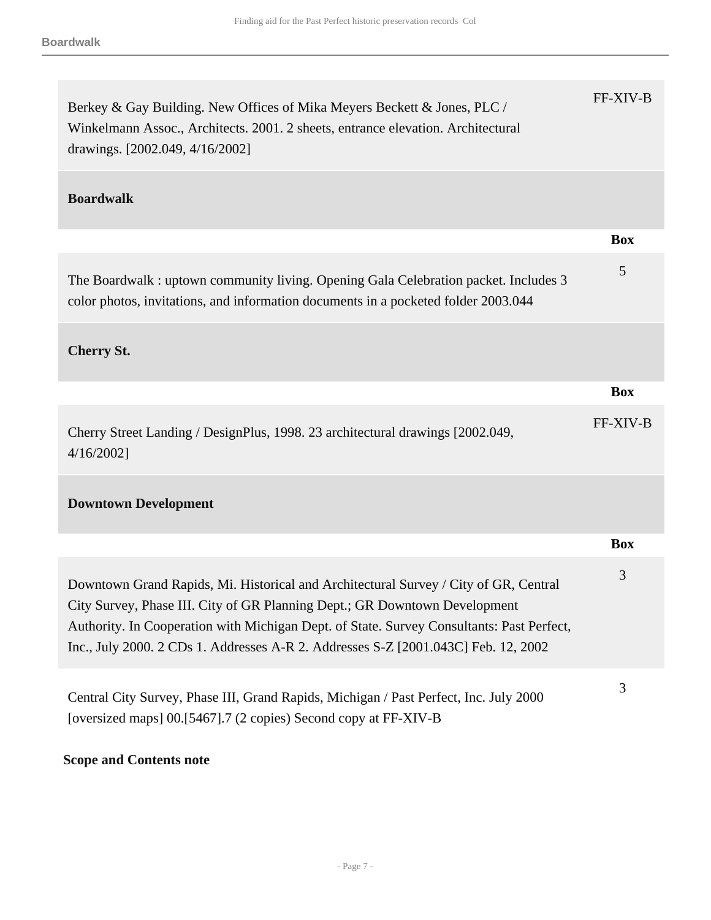| | |
|---|---|
| Berkey & Gay Building. New Offices of Mika Meyers Beckett & Jones, PLC / Winkelmann Assoc., Architects. 2001. 2 sheets, entrance elevation. Architectural drawings. [2002.049, 4/16/2002] | FF-XIV-B |

### Boardwalk

| | Box |
|---|---|
| The Boardwalk : uptown community living. Opening Gala Celebration packet. Includes 3 color photos, invitations, and information documents in a pocketed folder 2003.044 | 5 |

### Cherry St.

| | Box |
|---|---|
| Cherry Street Landing / DesignPlus, 1998. 23 architectural drawings [2002.049, 4/16/2002] | FF-XIV-B |

### Downtown Development

| | Box |
|---|---|
| Downtown Grand Rapids, Mi. Historical and Architectural Survey / City of GR, Central City Survey, Phase III. City of GR Planning Dept.; GR Downtown Development Authority. In Cooperation with Michigan Dept. of State. Survey Consultants: Past Perfect, Inc., July 2000. 2 CDs 1. Addresses A-R 2. Addresses S-Z [2001.043C] Feb. 12, 2002 | 3 |
| Central City Survey, Phase III, Grand Rapids, Michigan / Past Perfect, Inc. July 2000 [oversized maps] 00.[5467].7 (2 copies) Second copy at FF-XIV-B | 3 |

**Scope and Contents note**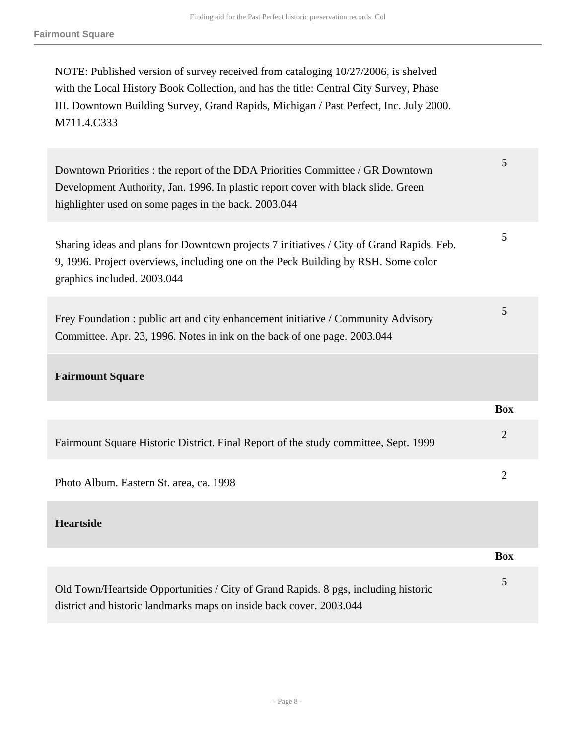NOTE: Published version of survey received from cataloging 10/27/2006, is shelved with the Local History Book Collection, and has the title: Central City Survey, Phase III. Downtown Building Survey, Grand Rapids, Michigan / Past Perfect, Inc. July 2000. M711.4.C333

| | |
|---|---|
| Downtown Priorities : the report of the DDA Priorities Committee / GR Downtown Development Authority, Jan. 1996. In plastic report cover with black slide. Green highlighter used on some pages in the back. 2003.044 | 5 |
| Sharing ideas and plans for Downtown projects 7 initiatives / City of Grand Rapids. Feb. 9, 1996. Project overviews, including one on the Peck Building by RSH. Some color graphics included. 2003.044 | 5 |
| Frey Foundation : public art and city enhancement initiative / Community Advisory Committee. Apr. 23, 1996. Notes in ink on the back of one page. 2003.044 | 5 |

## Fairmount Square

| | Box |
|---|---|
| Fairmount Square Historic District. Final Report of the study committee, Sept. 1999 | 2 |
| Photo Album. Eastern St. area, ca. 1998 | 2 |

## Heartside

| | Box |
|---|---|
| Old Town/Heartside Opportunities / City of Grand Rapids. 8 pgs, including historic district and historic landmarks maps on inside back cover. 2003.044 | 5 |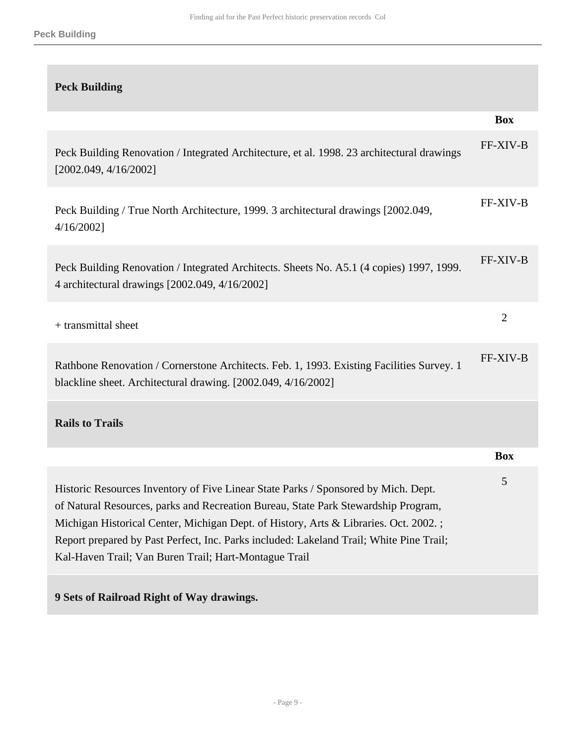## Peck Building

| | Box |
|---|---|
| Peck Building Renovation / Integrated Architecture, et al. 1998. 23 architectural drawings [2002.049, 4/16/2002] | FF-XIV-B |
| Peck Building / True North Architecture, 1999. 3 architectural drawings [2002.049, 4/16/2002] | FF-XIV-B |
| Peck Building Renovation / Integrated Architects. Sheets No. A5.1 (4 copies) 1997, 1999. 4 architectural drawings [2002.049, 4/16/2002] | FF-XIV-B |
| + transmittal sheet | 2 |
| Rathbone Renovation / Cornerstone Architects. Feb. 1, 1993. Existing Facilities Survey. 1 blackline sheet. Architectural drawing. [2002.049, 4/16/2002] | FF-XIV-B |

## Rails to Trails

| | Box |
|---|---|
| Historic Resources Inventory of Five Linear State Parks / Sponsored by Mich. Dept. of Natural Resources, parks and Recreation Bureau, State Park Stewardship Program, Michigan Historical Center, Michigan Dept. of History, Arts & Libraries. Oct. 2002. ; Report prepared by Past Perfect, Inc. Parks included: Lakeland Trail; White Pine Trail; Kal-Haven Trail; Van Buren Trail; Hart-Montague Trail | 5 |

### 9 Sets of Railroad Right of Way drawings.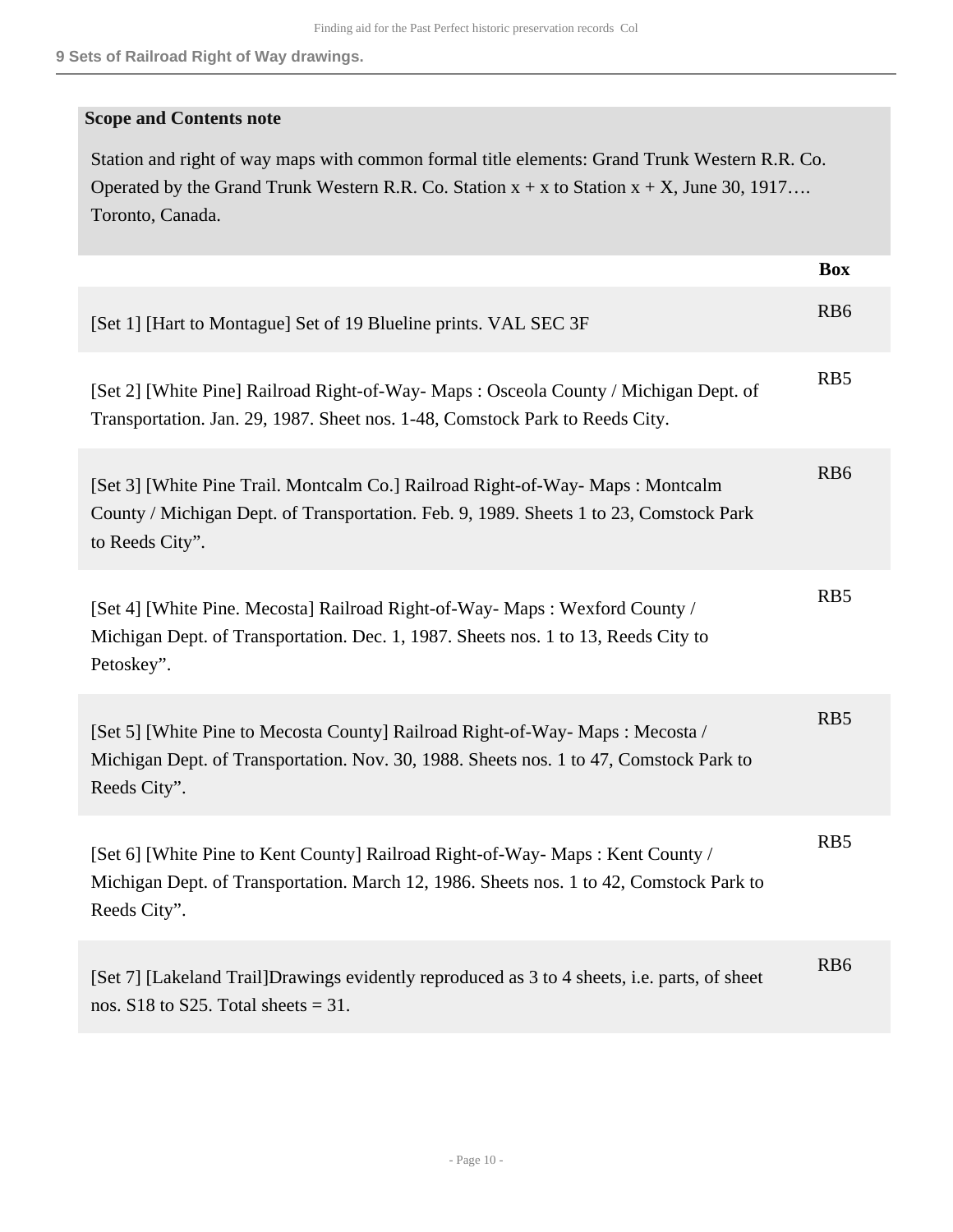### 9 Sets of Railroad Right of Way drawings.

**Scope and Contents note**

Station and right of way maps with common formal title elements: Grand Trunk Western R.R. Co. Operated by the Grand Trunk Western R.R. Co. Station x + x to Station x + X, June 30, 1917…. Toronto, Canada.

| | Box |
|---|---|
| [Set 1] [Hart to Montague] Set of 19 Blueline prints. VAL SEC 3F | RB6 |
| [Set 2] [White Pine] Railroad Right-of-Way- Maps : Osceola County / Michigan Dept. of Transportation. Jan. 29, 1987. Sheet nos. 1-48, Comstock Park to Reeds City. | RB5 |
| [Set 3] [White Pine Trail. Montcalm Co.] Railroad Right-of-Way- Maps : Montcalm County / Michigan Dept. of Transportation. Feb. 9, 1989. Sheets 1 to 23, Comstock Park to Reeds City". | RB6 |
| [Set 4] [White Pine. Mecosta] Railroad Right-of-Way- Maps : Wexford County / Michigan Dept. of Transportation. Dec. 1, 1987. Sheets nos. 1 to 13, Reeds City to Petoskey". | RB5 |
| [Set 5] [White Pine to Mecosta County] Railroad Right-of-Way- Maps : Mecosta / Michigan Dept. of Transportation. Nov. 30, 1988. Sheets nos. 1 to 47, Comstock Park to Reeds City". | RB5 |
| [Set 6] [White Pine to Kent County] Railroad Right-of-Way- Maps : Kent County / Michigan Dept. of Transportation. March 12, 1986. Sheets nos. 1 to 42, Comstock Park to Reeds City". | RB5 |
| [Set 7] [Lakeland Trail]Drawings evidently reproduced as 3 to 4 sheets, i.e. parts, of sheet nos. S18 to S25. Total sheets = 31. | RB6 |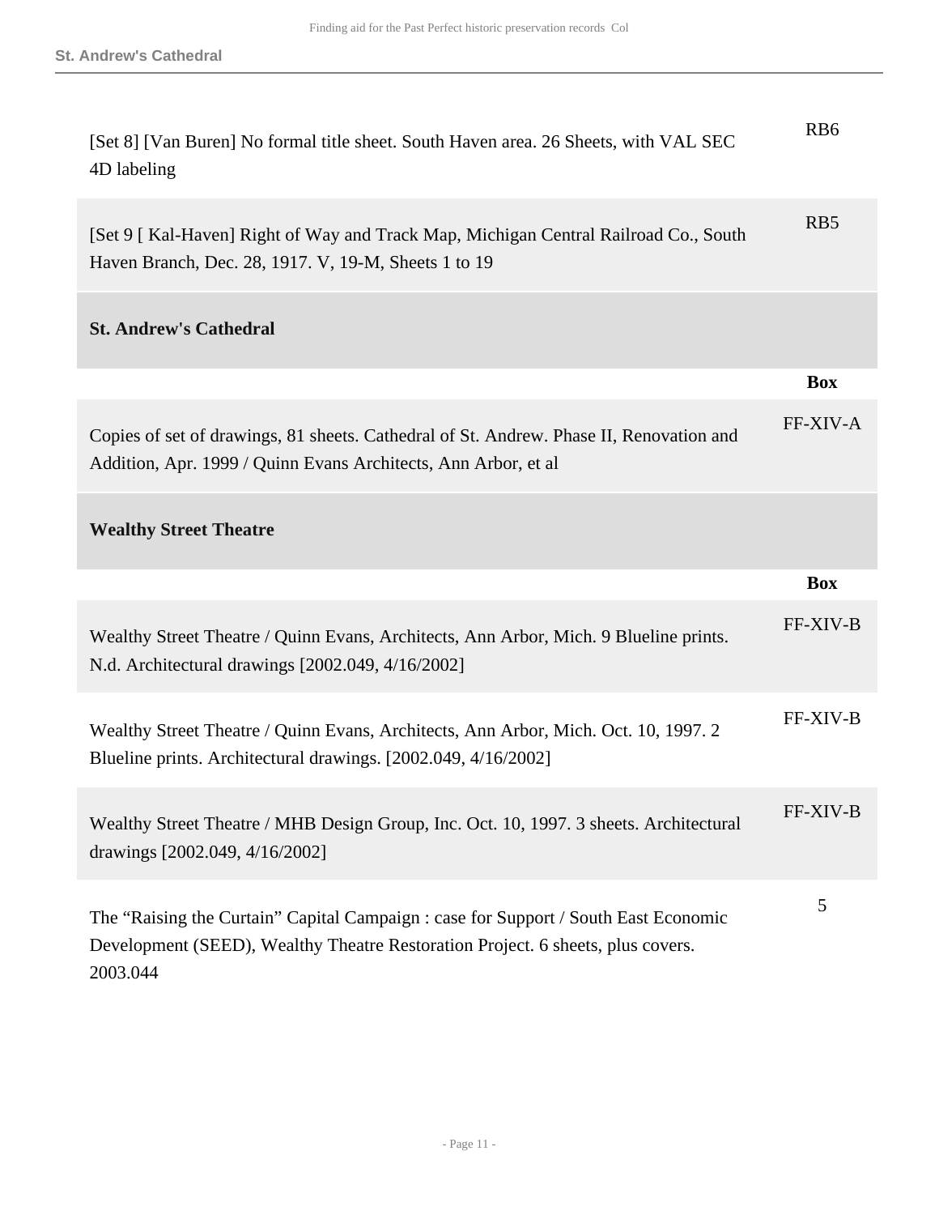| | |
|---|---|
| [Set 8] [Van Buren] No formal title sheet. South Haven area. 26 Sheets, with VAL SEC 4D labeling | RB6 |
| [Set 9 [ Kal-Haven] Right of Way and Track Map, Michigan Central Railroad Co., South Haven Branch, Dec. 28, 1917. V, 19-M, Sheets 1 to 19 | RB5 |

### St. Andrew's Cathedral

| | **Box** |
|---|---|
| Copies of set of drawings, 81 sheets. Cathedral of St. Andrew. Phase II, Renovation and Addition, Apr. 1999 / Quinn Evans Architects, Ann Arbor, et al | FF-XIV-A |

### Wealthy Street Theatre

| | **Box** |
|---|---|
| Wealthy Street Theatre / Quinn Evans, Architects, Ann Arbor, Mich. 9 Blueline prints. N.d. Architectural drawings [2002.049, 4/16/2002] | FF-XIV-B |
| Wealthy Street Theatre / Quinn Evans, Architects, Ann Arbor, Mich. Oct. 10, 1997. 2 Blueline prints. Architectural drawings. [2002.049, 4/16/2002] | FF-XIV-B |
| Wealthy Street Theatre / MHB Design Group, Inc. Oct. 10, 1997. 3 sheets. Architectural drawings [2002.049, 4/16/2002] | FF-XIV-B |
| The “Raising the Curtain” Capital Campaign : case for Support / South East Economic Development (SEED), Wealthy Theatre Restoration Project. 6 sheets, plus covers. 2003.044 | 5 |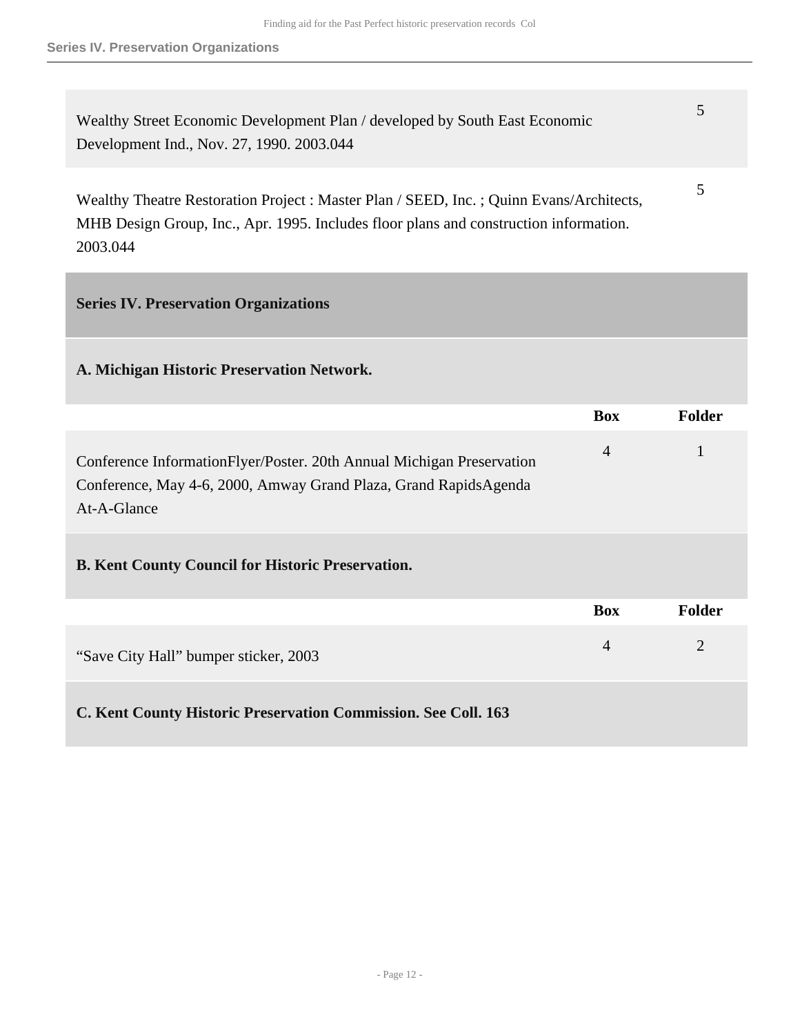| | |
|---|---|
| Wealthy Street Economic Development Plan / developed by South East Economic Development Ind., Nov. 27, 1990. 2003.044 | 5 |
| Wealthy Theatre Restoration Project : Master Plan / SEED, Inc. ; Quinn Evans/Architects, MHB Design Group, Inc., Apr. 1995. Includes floor plans and construction information. 2003.044 | 5 |

## Series IV. Preservation Organizations

### A. Michigan Historic Preservation Network.

| | Box | Folder |
|---|---|---|
| Conference InformationFlyer/Poster. 20th Annual Michigan Preservation Conference, May 4-6, 2000, Amway Grand Plaza, Grand RapidsAgenda At-A-Glance | 4 | 1 |

### B. Kent County Council for Historic Preservation.

| | Box | Folder |
|---|---|---|
| “Save City Hall” bumper sticker, 2003 | 4 | 2 |

### C. Kent County Historic Preservation Commission. See Coll. 163